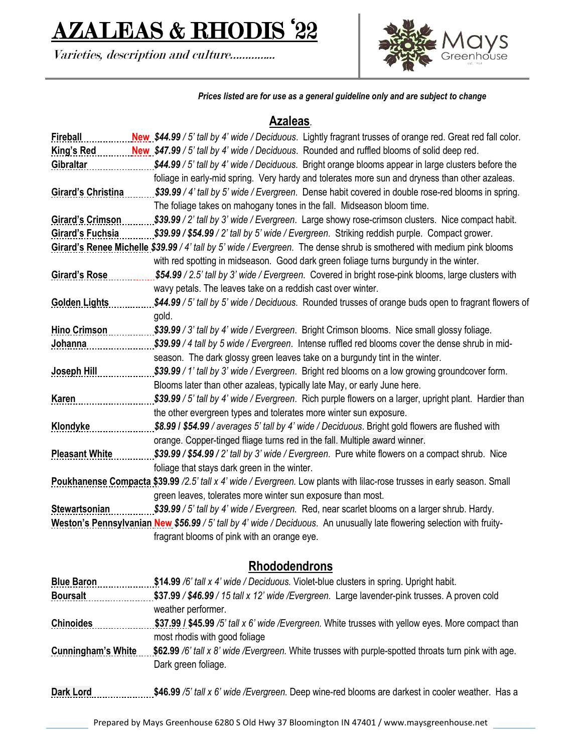# AZALEAS & RHODIS '22

*Varieties, description and culture..............*

Mays Greenhouse

***Prices listed are for use as a general guideline only and are subject to change***

## Azaleas.

**Fireball** **New** ***$44.99*** */ 5' tall by 4' wide / Deciduous*. Lightly fragrant trusses of orange red. Great red fall color.

**King's Red** **New** ***$47.99*** */ 5' tall by 4' wide / Deciduous*. Rounded and ruffled blooms of solid deep red.

**Gibraltar** ***$44.99*** */ 5' tall by 4' wide / Deciduous*. Bright orange blooms appear in large clusters before the foliage in early-mid spring. Very hardy and tolerates more sun and dryness than other azaleas.

**Girard's Christina** ***$39.99*** */ 4' tall by 5' wide / Evergreen*. Dense habit covered in double rose-red blooms in spring. The foliage takes on mahogany tones in the fall. Midseason bloom time.

**Girard's Crimson** ***$39.99*** */ 2' tall by 3' wide / Evergreen*. Large showy rose-crimson clusters. Nice compact habit.

**Girard's Fuchsia** ***$39.99 / $54.99*** */ 2' tall by 5' wide / Evergreen*. Striking reddish purple. Compact grower.

**Girard's Renee Michelle** ***$39.99*** */ 4' tall by 5' wide / Evergreen*. The dense shrub is smothered with medium pink blooms with red spotting in midseason. Good dark green foliage turns burgundy in the winter.

**Girard's Rose** ***$54.99*** */ 2.5' tall by 3' wide / Evergreen*. Covered in bright rose-pink blooms, large clusters with wavy petals. The leaves take on a reddish cast over winter.

**Golden Lights** ***$44.99*** */ 5' tall by 5' wide / Deciduous*. Rounded trusses of orange buds open to fragrant flowers of gold.

**Hino Crimson** ***$39.99*** */ 3' tall by 4' wide / Evergreen*. Bright Crimson blooms. Nice small glossy foliage.

**Johanna** ***$39.99*** */ 4 tall by 5 wide / Evergreen*. Intense ruffled red blooms cover the dense shrub in mid-season. The dark glossy green leaves take on a burgundy tint in the winter.

**Joseph Hill** ***$39.99*** */ 1' tall by 3' wide / Evergreen*. Bright red blooms on a low growing groundcover form. Blooms later than other azaleas, typically late May, or early June here.

**Karen** ***$39.99*** */ 5' tall by 4' wide / Evergreen*. Rich purple flowers on a larger, upright plant. Hardier than the other evergreen types and tolerates more winter sun exposure.

**Klondyke** ***$8.99 / $54.99*** */ averages 5' tall by 4' wide / Deciduous*. Bright gold flowers are flushed with orange. Copper-tinged fliage turns red in the fall. Multiple award winner.

**Pleasant White** ***$39.99 / $54.99*** */ 2' tall by 3' wide / Evergreen*. Pure white flowers on a compact shrub. Nice foliage that stays dark green in the winter.

**Poukhanense Compacta** **$39.99** */2.5' tall x 4' wide / Evergreen.* Low plants with lilac-rose trusses in early season. Small green leaves, tolerates more winter sun exposure than most.

**Stewartsonian** ***$39.99*** */ 5' tall by 4' wide / Evergreen.* Red, near scarlet blooms on a larger shrub. Hardy.

**Weston's Pennsylvanian** **New** ***$56.99*** */ 5' tall by 4' wide / Deciduous*. An unusually late flowering selection with fruity-fragrant blooms of pink with an orange eye.

## Rhododendrons

**Blue Baron** **$14.99** */6' tall x 4' wide / Deciduous.* Violet-blue clusters in spring. Upright habit.

**Boursalt** **$37.99** */ **$46.99** / 15 tall x 12' wide /Evergreen.* Large lavender-pink trusses. A proven cold weather performer.

**Chinoides** **$37.99 / $45.99** */5' tall x 6' wide /Evergreen.* White trusses with yellow eyes. More compact than most rhodis with good foliage

**Cunningham's White** **$62.99** */6' tall x 8' wide /Evergreen.* White trusses with purple-spotted throats turn pink with age. Dark green foliage.

**Dark Lord** **$46.99** */5' tall x 6' wide /Evergreen.* Deep wine-red blooms are darkest in cooler weather. Has a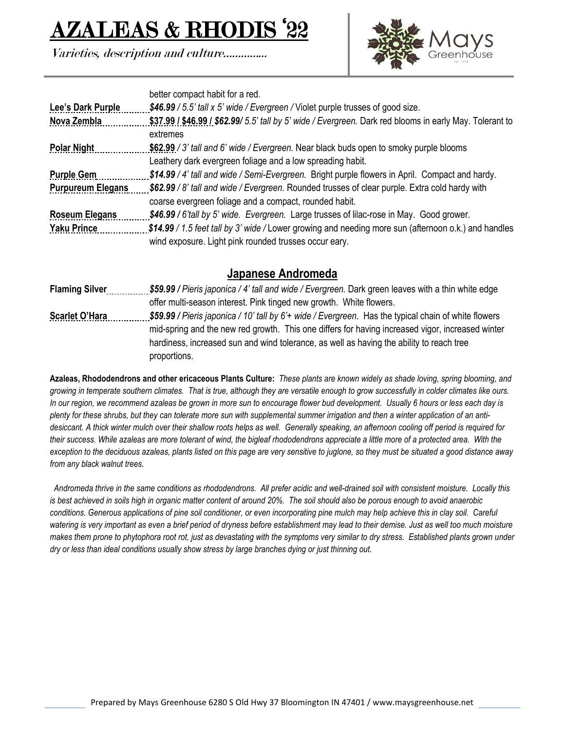better compact habit for a red.

**Lee's Dark Purple** *$46.99 / 5.5' tall x 5' wide / Evergreen /* Violet purple trusses of good size.

**Nova Zembla** **$37.99 / $46.99 /** ***$62.99/*** *5.5' tall by 5' wide / Evergreen.* Dark red blooms in early May. Tolerant to extremes

**Polar Night** **$62.99** */ 3' tall and 6' wide / Evergreen.* Near black buds open to smoky purple blooms Leathery dark evergreen foliage and a low spreading habit.

**Purple Gem** ***$14.99*** */ 4' tall and wide / Semi-Evergreen.* Bright purple flowers in April. Compact and hardy.

**Purpureum Elegans** ***$62.99*** */ 8' tall and wide / Evergreen.* Rounded trusses of clear purple. Extra cold hardy with coarse evergreen foliage and a compact, rounded habit.

**Roseum Elegans** ***$46.99 /*** *6'tall by 5' wide. Evergreen.* Large trusses of lilac-rose in May. Good grower.

**Yaku Prince** ***$14.99*** */ 1.5 feet tall by 3' wide /* Lower growing and needing more sun (afternoon o.k.) and handles wind exposure. Light pink rounded trusses occur eary.

## Japanese Andromeda

**Flaming Silver** ***$59.99 /*** *Pieris japonica / 4' tall and wide / Evergreen.* Dark green leaves with a thin white edge offer multi-season interest. Pink tinged new growth. White flowers.

**Scarlet O'Hara** ***$59.99 /*** *Pieris japonica / 10' tall by 6'+ wide / Evergreen.* Has the typical chain of white flowers mid-spring and the new red growth. This one differs for having increased vigor, increased winter hardiness, increased sun and wind tolerance, as well as having the ability to reach tree proportions.

**Azaleas, Rhododendrons and other ericaceous Plants Culture:** *These plants are known widely as shade loving, spring blooming, and growing in temperate southern climates. That is true, although they are versatile enough to grow successfully in colder climates like ours. In our region, we recommend azaleas be grown in more sun to encourage flower bud development. Usually 6 hours or less each day is plenty for these shrubs, but they can tolerate more sun with supplemental summer irrigation and then a winter application of an anti-desiccant. A thick winter mulch over their shallow roots helps as well. Generally speaking, an afternoon cooling off period is required for their success. While azaleas are more tolerant of wind, the bigleaf rhododendrons appreciate a little more of a protected area. With the exception to the deciduous azaleas, plants listed on this page are very sensitive to juglone, so they must be situated a good distance away from any black walnut trees.*

*Andromeda thrive in the same conditions as rhododendrons. All prefer acidic and well-drained soil with consistent moisture. Locally this is best achieved in soils high in organic matter content of around 20%. The soil should also be porous enough to avoid anaerobic conditions. Generous applications of pine soil conditioner, or even incorporating pine mulch may help achieve this in clay soil. Careful watering is very important as even a brief period of dryness before establishment may lead to their demise. Just as well too much moisture makes them prone to phytophora root rot, just as devastating with the symptoms very similar to dry stress. Established plants grown under dry or less than ideal conditions usually show stress by large branches dying or just thinning out.*

Prepared by Mays Greenhouse 6280 S Old Hwy 37 Bloomington IN 47401 / www.maysgreenhouse.net